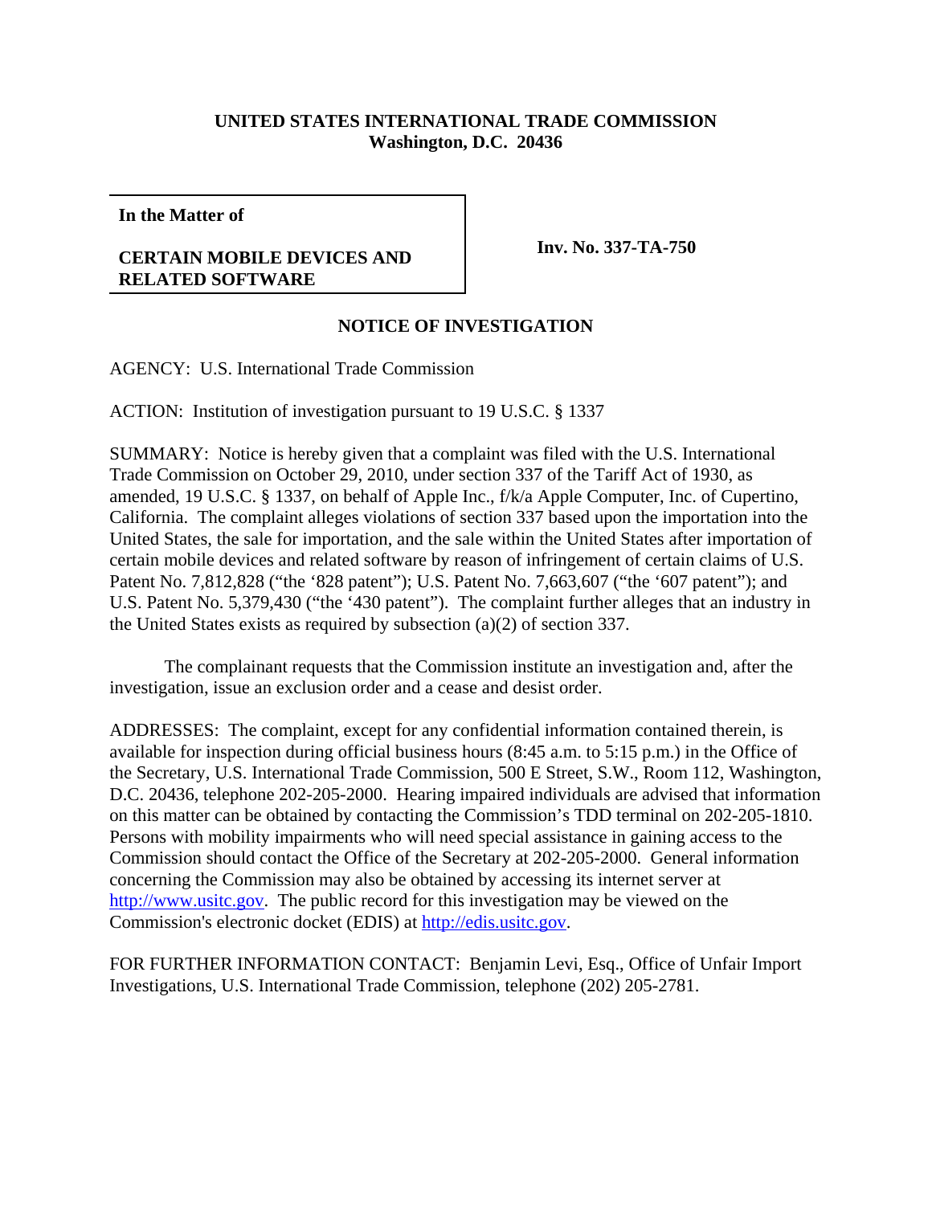**UNITED STATES INTERNATIONAL TRADE COMMISSION**
**Washington, D.C. 20436**

| **In the Matter of** | |
|---|---|
| **CERTAIN MOBILE DEVICES AND RELATED SOFTWARE** | **Inv. No. 337-TA-750** |

## NOTICE OF INVESTIGATION

AGENCY: U.S. International Trade Commission

ACTION: Institution of investigation pursuant to 19 U.S.C. § 1337

SUMMARY: Notice is hereby given that a complaint was filed with the U.S. International Trade Commission on October 29, 2010, under section 337 of the Tariff Act of 1930, as amended, 19 U.S.C. § 1337, on behalf of Apple Inc., f/k/a Apple Computer, Inc. of Cupertino, California. The complaint alleges violations of section 337 based upon the importation into the United States, the sale for importation, and the sale within the United States after importation of certain mobile devices and related software by reason of infringement of certain claims of U.S. Patent No. 7,812,828 ("the '828 patent"); U.S. Patent No. 7,663,607 ("the '607 patent"); and U.S. Patent No. 5,379,430 ("the '430 patent"). The complaint further alleges that an industry in the United States exists as required by subsection (a)(2) of section 337.

The complainant requests that the Commission institute an investigation and, after the investigation, issue an exclusion order and a cease and desist order.

ADDRESSES: The complaint, except for any confidential information contained therein, is available for inspection during official business hours (8:45 a.m. to 5:15 p.m.) in the Office of the Secretary, U.S. International Trade Commission, 500 E Street, S.W., Room 112, Washington, D.C. 20436, telephone 202-205-2000. Hearing impaired individuals are advised that information on this matter can be obtained by contacting the Commission's TDD terminal on 202-205-1810. Persons with mobility impairments who will need special assistance in gaining access to the Commission should contact the Office of the Secretary at 202-205-2000. General information concerning the Commission may also be obtained by accessing its internet server at http://www.usitc.gov. The public record for this investigation may be viewed on the Commission's electronic docket (EDIS) at http://edis.usitc.gov.

FOR FURTHER INFORMATION CONTACT: Benjamin Levi, Esq., Office of Unfair Import Investigations, U.S. International Trade Commission, telephone (202) 205-2781.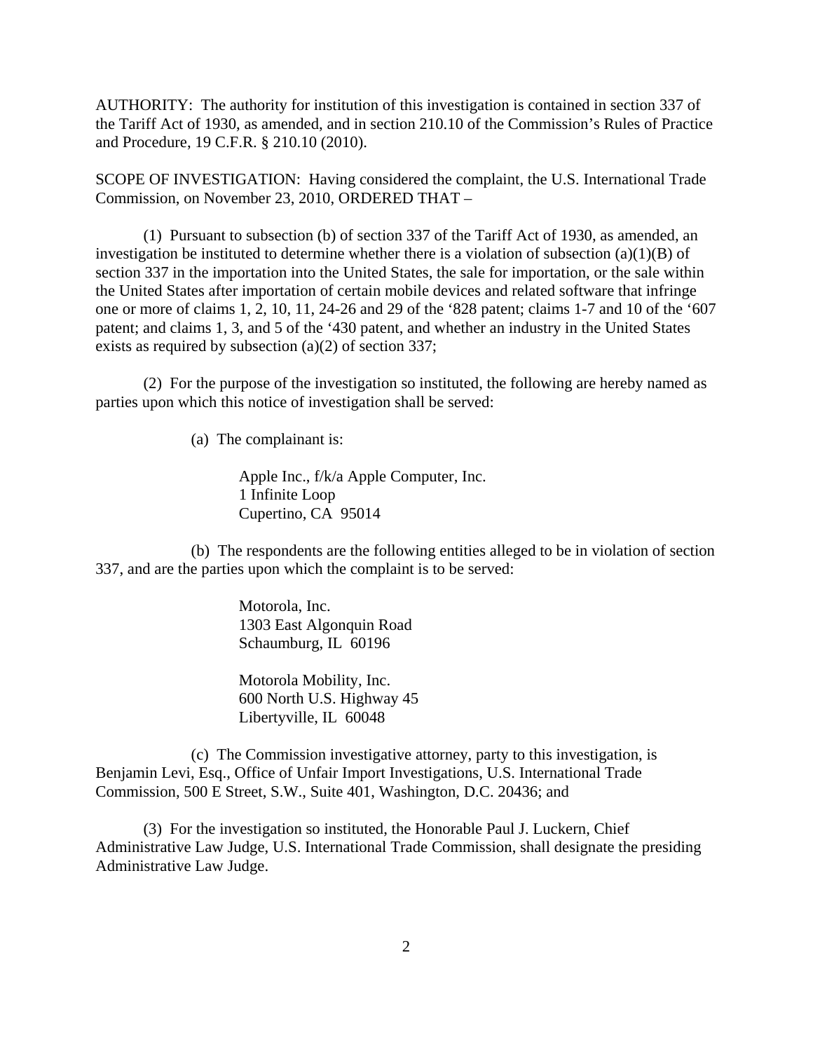AUTHORITY: The authority for institution of this investigation is contained in section 337 of the Tariff Act of 1930, as amended, and in section 210.10 of the Commission's Rules of Practice and Procedure, 19 C.F.R. § 210.10 (2010).

SCOPE OF INVESTIGATION: Having considered the complaint, the U.S. International Trade Commission, on November 23, 2010, ORDERED THAT –

(1) Pursuant to subsection (b) of section 337 of the Tariff Act of 1930, as amended, an investigation be instituted to determine whether there is a violation of subsection (a)(1)(B) of section 337 in the importation into the United States, the sale for importation, or the sale within the United States after importation of certain mobile devices and related software that infringe one or more of claims 1, 2, 10, 11, 24-26 and 29 of the '828 patent; claims 1-7 and 10 of the '607 patent; and claims 1, 3, and 5 of the '430 patent, and whether an industry in the United States exists as required by subsection (a)(2) of section 337;

(2) For the purpose of the investigation so instituted, the following are hereby named as parties upon which this notice of investigation shall be served:

(a) The complainant is:

Apple Inc., f/k/a Apple Computer, Inc.
1 Infinite Loop
Cupertino, CA 95014

(b) The respondents are the following entities alleged to be in violation of section 337, and are the parties upon which the complaint is to be served:

Motorola, Inc.
1303 East Algonquin Road
Schaumburg, IL 60196

Motorola Mobility, Inc.
600 North U.S. Highway 45
Libertyville, IL 60048

(c) The Commission investigative attorney, party to this investigation, is Benjamin Levi, Esq., Office of Unfair Import Investigations, U.S. International Trade Commission, 500 E Street, S.W., Suite 401, Washington, D.C. 20436; and

(3) For the investigation so instituted, the Honorable Paul J. Luckern, Chief Administrative Law Judge, U.S. International Trade Commission, shall designate the presiding Administrative Law Judge.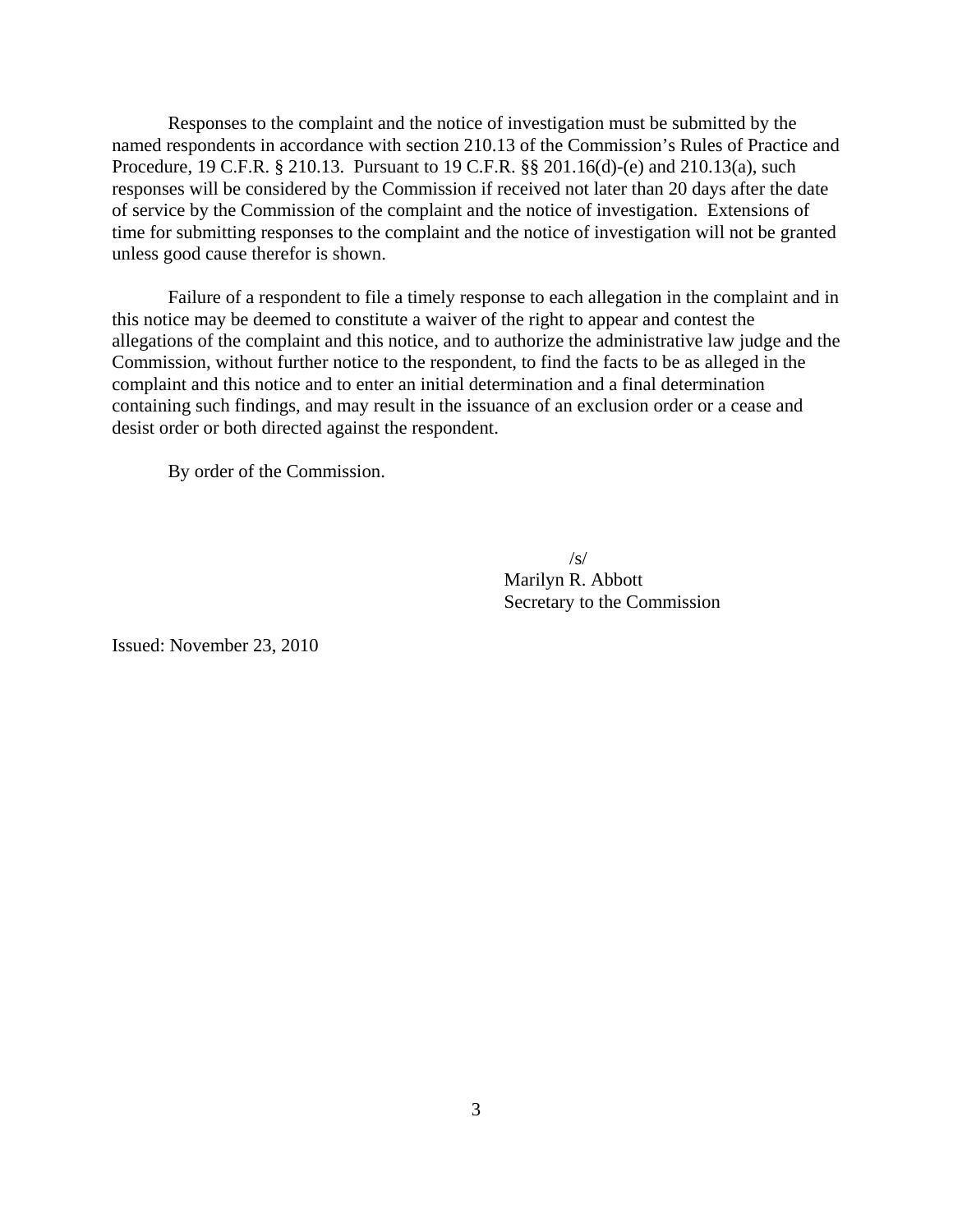Responses to the complaint and the notice of investigation must be submitted by the named respondents in accordance with section 210.13 of the Commission's Rules of Practice and Procedure, 19 C.F.R. § 210.13. Pursuant to 19 C.F.R. §§ 201.16(d)-(e) and 210.13(a), such responses will be considered by the Commission if received not later than 20 days after the date of service by the Commission of the complaint and the notice of investigation. Extensions of time for submitting responses to the complaint and the notice of investigation will not be granted unless good cause therefor is shown.

Failure of a respondent to file a timely response to each allegation in the complaint and in this notice may be deemed to constitute a waiver of the right to appear and contest the allegations of the complaint and this notice, and to authorize the administrative law judge and the Commission, without further notice to the respondent, to find the facts to be as alleged in the complaint and this notice and to enter an initial determination and a final determination containing such findings, and may result in the issuance of an exclusion order or a cease and desist order or both directed against the respondent.

By order of the Commission.

/s/
Marilyn R. Abbott
Secretary to the Commission

Issued: November 23, 2010